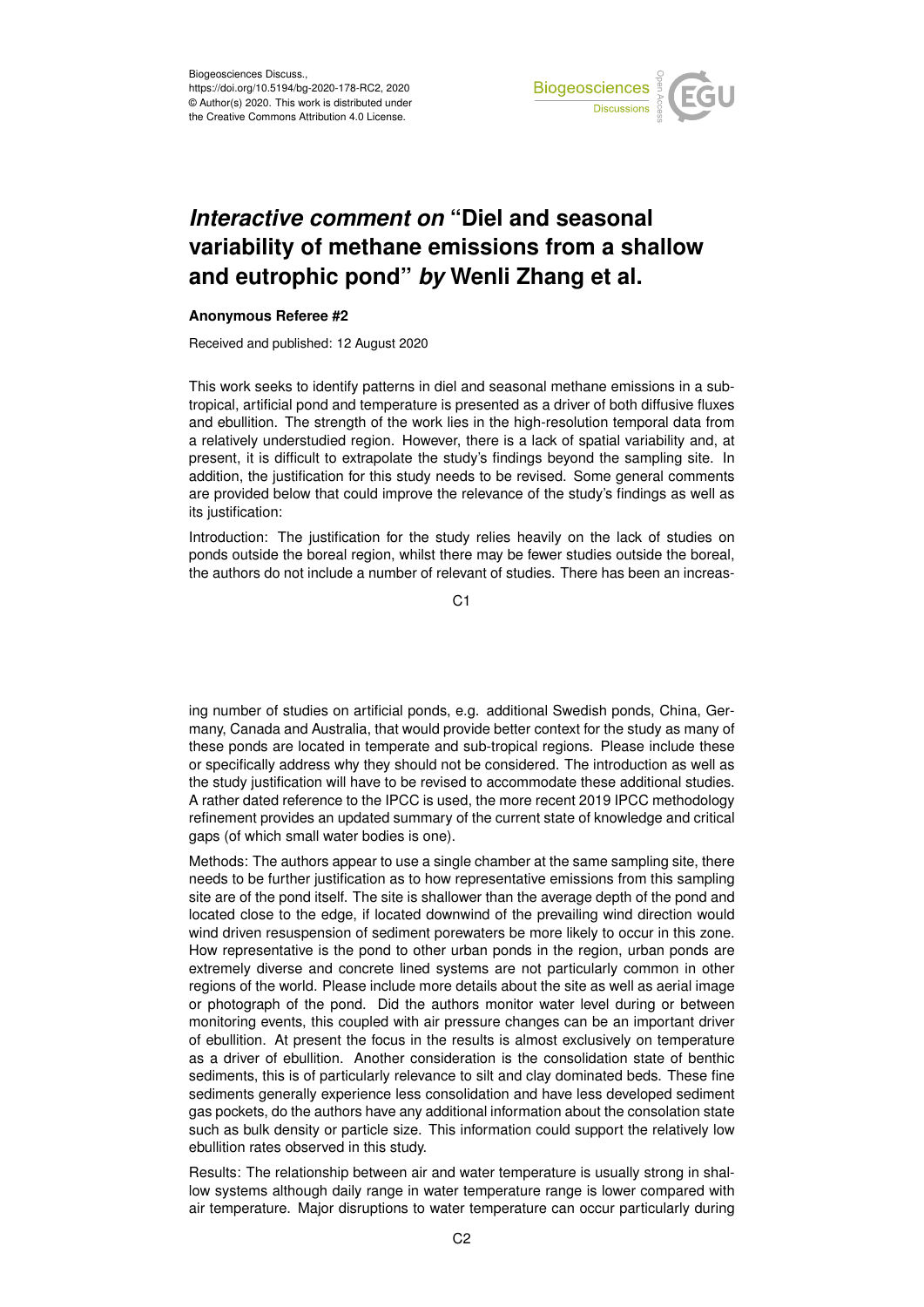# *Interactive comment on* "Diel and seasonal variability of methane emissions from a shallow and eutrophic pond" *by* Wenli Zhang et al.

**Anonymous Referee #2**

Received and published: 12 August 2020

This work seeks to identify patterns in diel and seasonal methane emissions in a sub-tropical, artificial pond and temperature is presented as a driver of both diffusive fluxes and ebullition. The strength of the work lies in the high-resolution temporal data from a relatively understudied region. However, there is a lack of spatial variability and, at present, it is difficult to extrapolate the study's findings beyond the sampling site. In addition, the justification for this study needs to be revised. Some general comments are provided below that could improve the relevance of the study's findings as well as its justification:

Introduction: The justification for the study relies heavily on the lack of studies on ponds outside the boreal region, whilst there may be fewer studies outside the boreal, the authors do not include a number of relevant of studies. There has been an increasing number of studies on artificial ponds, e.g. additional Swedish ponds, China, Germany, Canada and Australia, that would provide better context for the study as many of these ponds are located in temperate and sub-tropical regions. Please include these or specifically address why they should not be considered. The introduction as well as the study justification will have to be revised to accommodate these additional studies. A rather dated reference to the IPCC is used, the more recent 2019 IPCC methodology refinement provides an updated summary of the current state of knowledge and critical gaps (of which small water bodies is one).

Methods: The authors appear to use a single chamber at the same sampling site, there needs to be further justification as to how representative emissions from this sampling site are of the pond itself. The site is shallower than the average depth of the pond and located close to the edge, if located downwind of the prevailing wind direction would wind driven resuspension of sediment porewaters be more likely to occur in this zone. How representative is the pond to other urban ponds in the region, urban ponds are extremely diverse and concrete lined systems are not particularly common in other regions of the world. Please include more details about the site as well as aerial image or photograph of the pond. Did the authors monitor water level during or between monitoring events, this coupled with air pressure changes can be an important driver of ebullition. At present the focus in the results is almost exclusively on temperature as a driver of ebullition. Another consideration is the consolidation state of benthic sediments, this is of particularly relevance to silt and clay dominated beds. These fine sediments generally experience less consolidation and have less developed sediment gas pockets, do the authors have any additional information about the consolation state such as bulk density or particle size. This information could support the relatively low ebullition rates observed in this study.

Results: The relationship between air and water temperature is usually strong in shallow systems although daily range in water temperature range is lower compared with air temperature. Major disruptions to water temperature can occur particularly during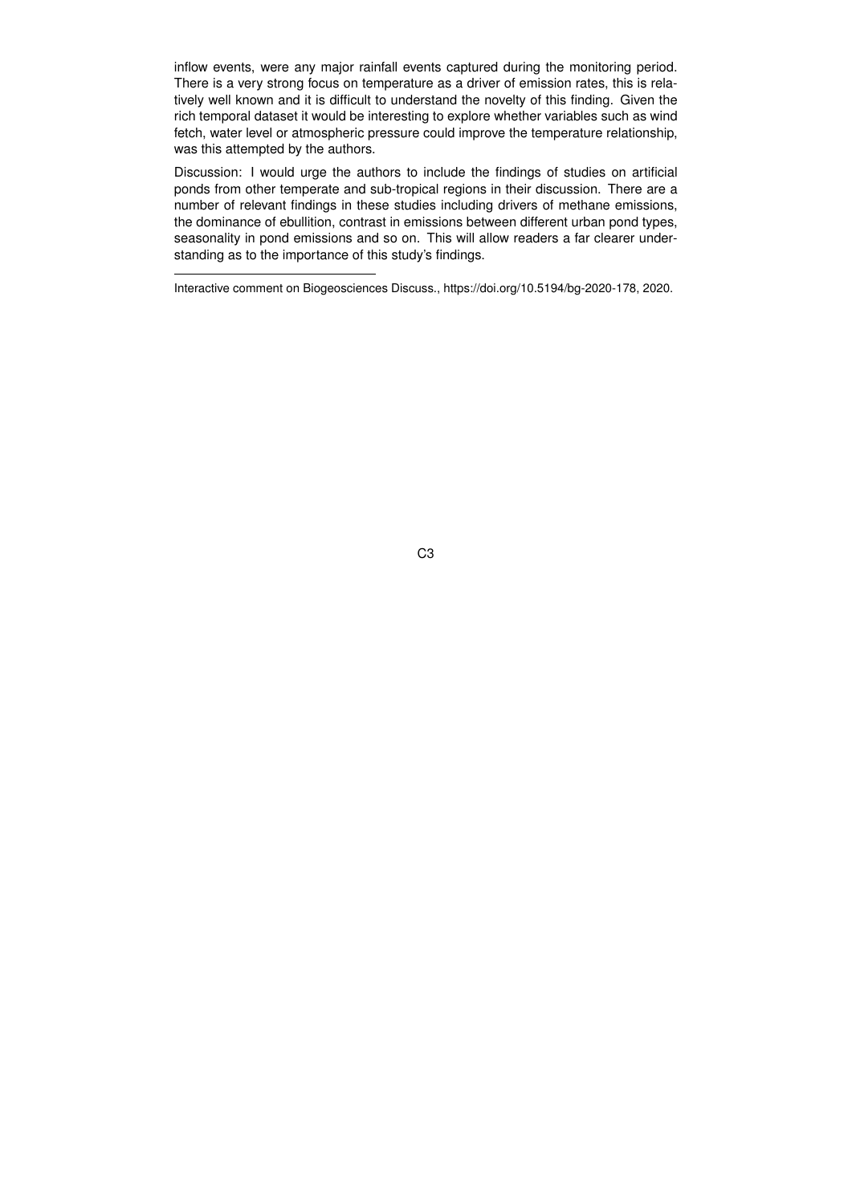inflow events, were any major rainfall events captured during the monitoring period. There is a very strong focus on temperature as a driver of emission rates, this is relatively well known and it is difficult to understand the novelty of this finding. Given the rich temporal dataset it would be interesting to explore whether variables such as wind fetch, water level or atmospheric pressure could improve the temperature relationship, was this attempted by the authors.

Discussion: I would urge the authors to include the findings of studies on artificial ponds from other temperate and sub-tropical regions in their discussion. There are a number of relevant findings in these studies including drivers of methane emissions, the dominance of ebullition, contrast in emissions between different urban pond types, seasonality in pond emissions and so on. This will allow readers a far clearer understanding as to the importance of this study's findings.

---

Interactive comment on Biogeosciences Discuss., https://doi.org/10.5194/bg-2020-178, 2020.